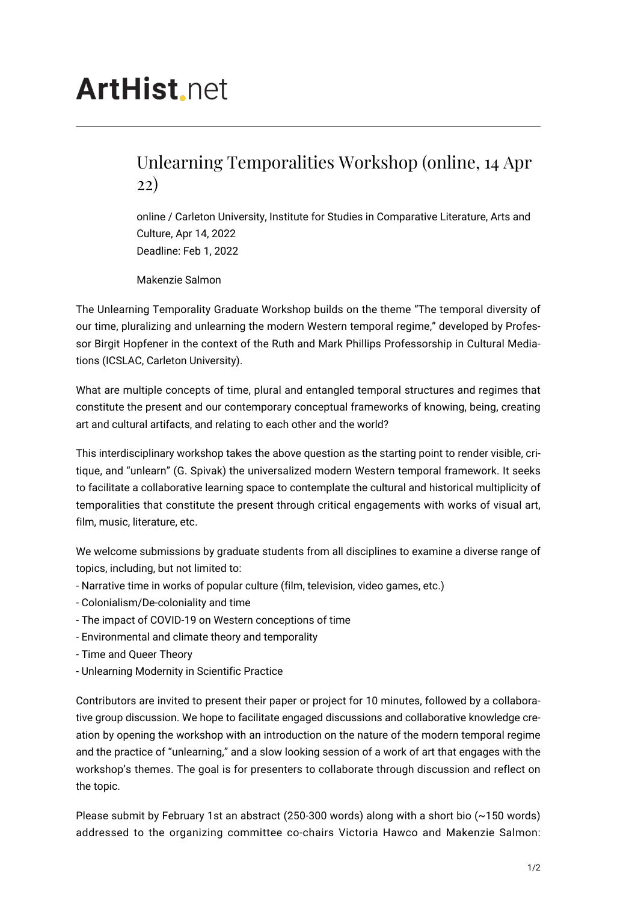# ArtHist.net

## Unlearning Temporalities Workshop (online, 14 Apr 22)

online / Carleton University, Institute for Studies in Comparative Literature, Arts and Culture, Apr 14, 2022
Deadline: Feb 1, 2022

Makenzie Salmon

The Unlearning Temporality Graduate Workshop builds on the theme "The temporal diversity of our time, pluralizing and unlearning the modern Western temporal regime," developed by Professor Birgit Hopfener in the context of the Ruth and Mark Phillips Professorship in Cultural Mediations (ICSLAC, Carleton University).

What are multiple concepts of time, plural and entangled temporal structures and regimes that constitute the present and our contemporary conceptual frameworks of knowing, being, creating art and cultural artifacts, and relating to each other and the world?

This interdisciplinary workshop takes the above question as the starting point to render visible, critique, and "unlearn" (G. Spivak) the universalized modern Western temporal framework. It seeks to facilitate a collaborative learning space to contemplate the cultural and historical multiplicity of temporalities that constitute the present through critical engagements with works of visual art, film, music, literature, etc.

We welcome submissions by graduate students from all disciplines to examine a diverse range of topics, including, but not limited to:
- Narrative time in works of popular culture (film, television, video games, etc.)
- Colonialism/De-coloniality and time
- The impact of COVID-19 on Western conceptions of time
- Environmental and climate theory and temporality
- Time and Queer Theory
- Unlearning Modernity in Scientific Practice

Contributors are invited to present their paper or project for 10 minutes, followed by a collaborative group discussion. We hope to facilitate engaged discussions and collaborative knowledge creation by opening the workshop with an introduction on the nature of the modern temporal regime and the practice of "unlearning," and a slow looking session of a work of art that engages with the workshop's themes. The goal is for presenters to collaborate through discussion and reflect on the topic.

Please submit by February 1st an abstract (250-300 words) along with a short bio (~150 words) addressed to the organizing committee co-chairs Victoria Hawco and Makenzie Salmon: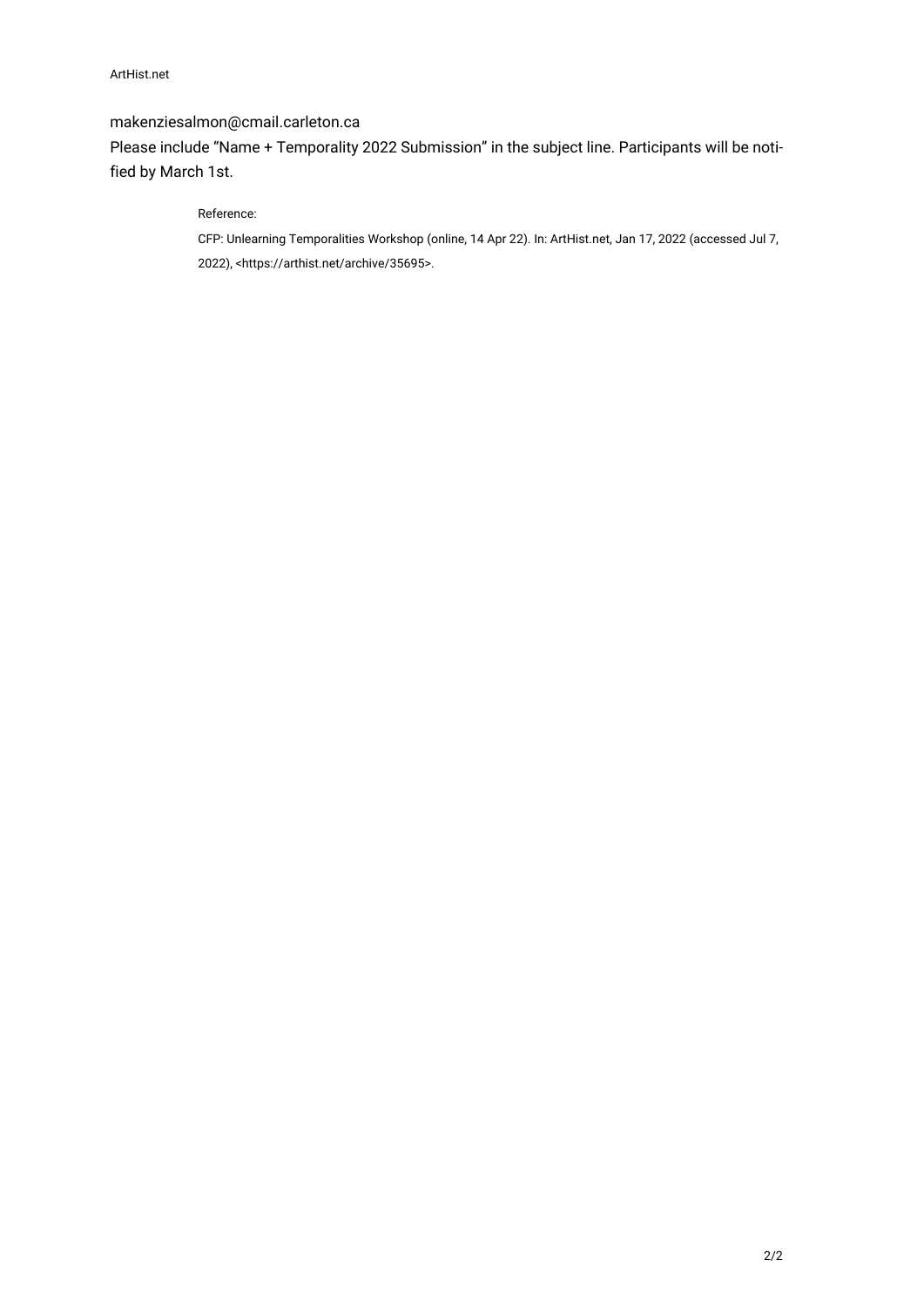makenziesalmon@cmail.carleton.ca

Please include “Name + Temporality 2022 Submission” in the subject line. Participants will be notified by March 1st.

Reference:

CFP: Unlearning Temporalities Workshop (online, 14 Apr 22). In: ArtHist.net, Jan 17, 2022 (accessed Jul 7, 2022), <https://arthist.net/archive/35695>.